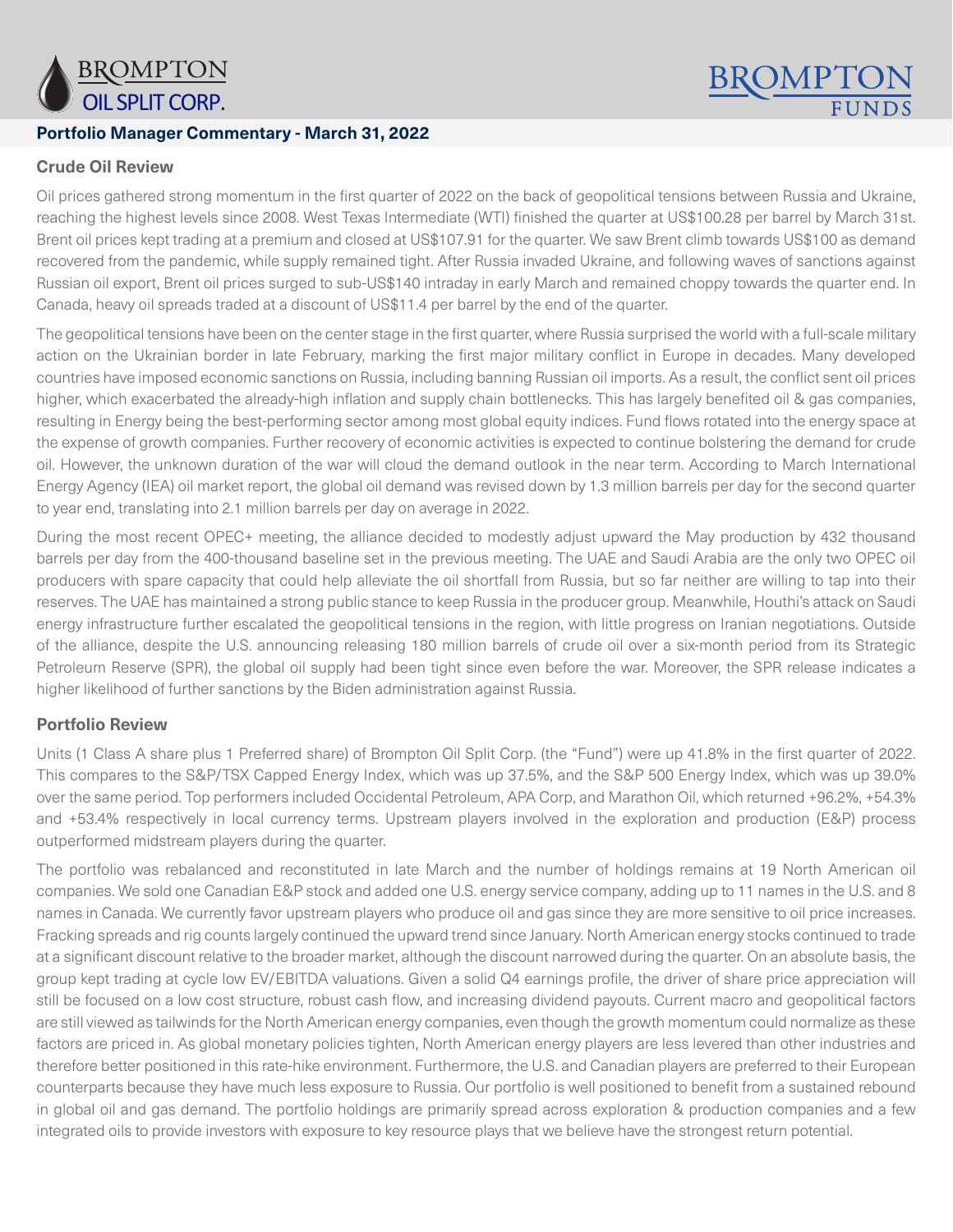# Portfolio Manager Commentary - March 31, 2022

## Crude Oil Review

Oil prices gathered strong momentum in the first quarter of 2022 on the back of geopolitical tensions between Russia and Ukraine, reaching the highest levels since 2008. West Texas Intermediate (WTI) finished the quarter at US$100.28 per barrel by March 31st. Brent oil prices kept trading at a premium and closed at US$107.91 for the quarter. We saw Brent climb towards US$100 as demand recovered from the pandemic, while supply remained tight. After Russia invaded Ukraine, and following waves of sanctions against Russian oil export, Brent oil prices surged to sub-US$140 intraday in early March and remained choppy towards the quarter end. In Canada, heavy oil spreads traded at a discount of US$11.4 per barrel by the end of the quarter.

The geopolitical tensions have been on the center stage in the first quarter, where Russia surprised the world with a full-scale military action on the Ukrainian border in late February, marking the first major military conflict in Europe in decades. Many developed countries have imposed economic sanctions on Russia, including banning Russian oil imports. As a result, the conflict sent oil prices higher, which exacerbated the already-high inflation and supply chain bottlenecks. This has largely benefited oil & gas companies, resulting in Energy being the best-performing sector among most global equity indices. Fund flows rotated into the energy space at the expense of growth companies. Further recovery of economic activities is expected to continue bolstering the demand for crude oil. However, the unknown duration of the war will cloud the demand outlook in the near term. According to March International Energy Agency (IEA) oil market report, the global oil demand was revised down by 1.3 million barrels per day for the second quarter to year end, translating into 2.1 million barrels per day on average in 2022.

During the most recent OPEC+ meeting, the alliance decided to modestly adjust upward the May production by 432 thousand barrels per day from the 400-thousand baseline set in the previous meeting. The UAE and Saudi Arabia are the only two OPEC oil producers with spare capacity that could help alleviate the oil shortfall from Russia, but so far neither are willing to tap into their reserves. The UAE has maintained a strong public stance to keep Russia in the producer group. Meanwhile, Houthi's attack on Saudi energy infrastructure further escalated the geopolitical tensions in the region, with little progress on Iranian negotiations. Outside of the alliance, despite the U.S. announcing releasing 180 million barrels of crude oil over a six-month period from its Strategic Petroleum Reserve (SPR), the global oil supply had been tight since even before the war. Moreover, the SPR release indicates a higher likelihood of further sanctions by the Biden administration against Russia.

## Portfolio Review

Units (1 Class A share plus 1 Preferred share) of Brompton Oil Split Corp. (the "Fund") were up 41.8% in the first quarter of 2022. This compares to the S&P/TSX Capped Energy Index, which was up 37.5%, and the S&P 500 Energy Index, which was up 39.0% over the same period. Top performers included Occidental Petroleum, APA Corp, and Marathon Oil, which returned +96.2%, +54.3% and +53.4% respectively in local currency terms. Upstream players involved in the exploration and production (E&P) process outperformed midstream players during the quarter.

The portfolio was rebalanced and reconstituted in late March and the number of holdings remains at 19 North American oil companies. We sold one Canadian E&P stock and added one U.S. energy service company, adding up to 11 names in the U.S. and 8 names in Canada. We currently favor upstream players who produce oil and gas since they are more sensitive to oil price increases. Fracking spreads and rig counts largely continued the upward trend since January. North American energy stocks continued to trade at a significant discount relative to the broader market, although the discount narrowed during the quarter. On an absolute basis, the group kept trading at cycle low EV/EBITDA valuations. Given a solid Q4 earnings profile, the driver of share price appreciation will still be focused on a low cost structure, robust cash flow, and increasing dividend payouts. Current macro and geopolitical factors are still viewed as tailwinds for the North American energy companies, even though the growth momentum could normalize as these factors are priced in. As global monetary policies tighten, North American energy players are less levered than other industries and therefore better positioned in this rate-hike environment. Furthermore, the U.S. and Canadian players are preferred to their European counterparts because they have much less exposure to Russia. Our portfolio is well positioned to benefit from a sustained rebound in global oil and gas demand. The portfolio holdings are primarily spread across exploration & production companies and a few integrated oils to provide investors with exposure to key resource plays that we believe have the strongest return potential.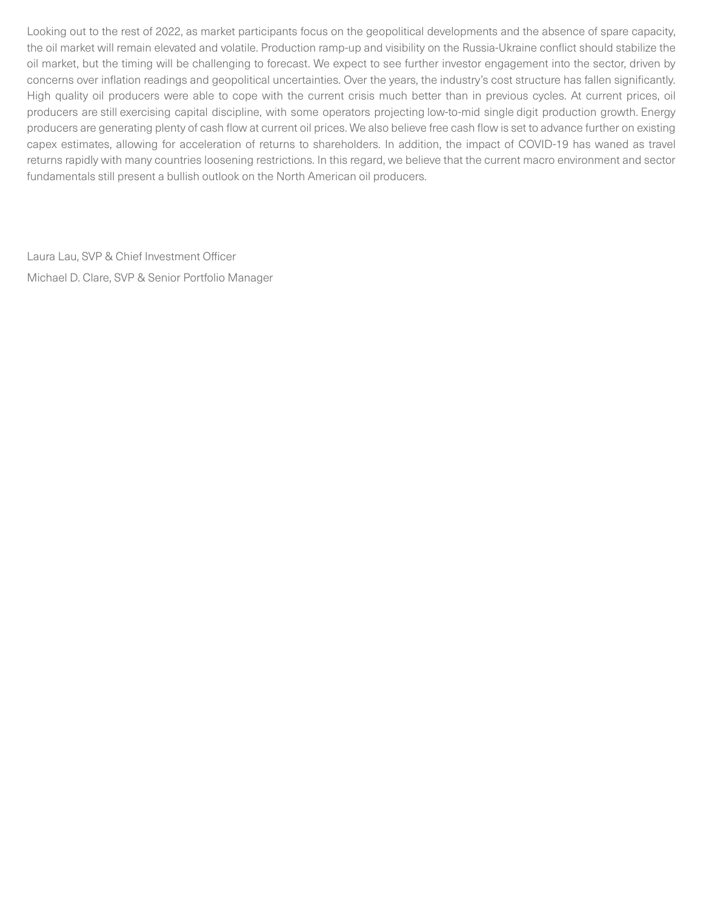Looking out to the rest of 2022, as market participants focus on the geopolitical developments and the absence of spare capacity, the oil market will remain elevated and volatile. Production ramp-up and visibility on the Russia-Ukraine conflict should stabilize the oil market, but the timing will be challenging to forecast. We expect to see further investor engagement into the sector, driven by concerns over inflation readings and geopolitical uncertainties. Over the years, the industry's cost structure has fallen significantly. High quality oil producers were able to cope with the current crisis much better than in previous cycles. At current prices, oil producers are still exercising capital discipline, with some operators projecting low-to-mid single digit production growth. Energy producers are generating plenty of cash flow at current oil prices. We also believe free cash flow is set to advance further on existing capex estimates, allowing for acceleration of returns to shareholders. In addition, the impact of COVID-19 has waned as travel returns rapidly with many countries loosening restrictions. In this regard, we believe that the current macro environment and sector fundamentals still present a bullish outlook on the North American oil producers.

Laura Lau, SVP & Chief Investment Officer

Michael D. Clare, SVP & Senior Portfolio Manager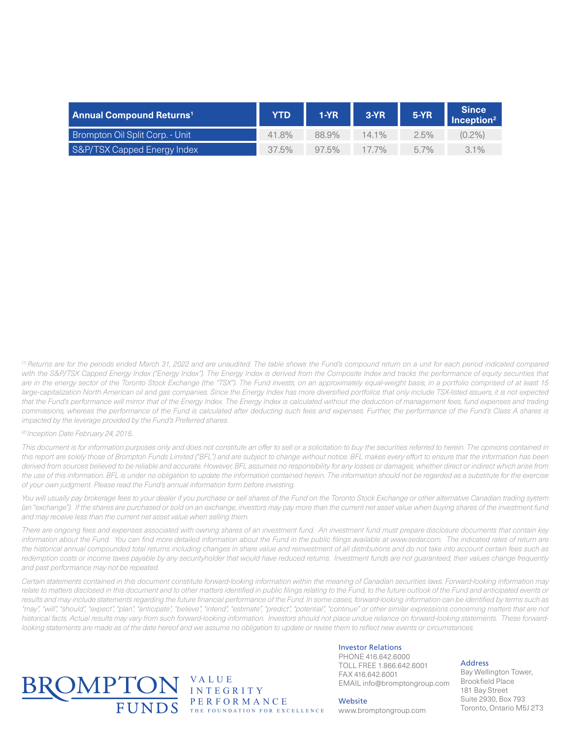| Annual Compound Returns[1] | YTD | 1-YR | 3-YR | 5-YR | Since Inception[2] |
|---|---|---|---|---|---|
| Brompton Oil Split Corp. - Unit | 41.8% | 88.9% | 14.1% | 2.5% | (0.2%) |
| S&P/TSX Capped Energy Index | 37.5% | 97.5% | 17.7% | 5.7% | 3.1% |

*(1) Returns are for the periods ended March 31, 2022 and are unaudited. The table shows the Fund's compound return on a unit for each period indicated compared with the S&P/TSX Capped Energy Index ("Energy Index"). The Energy Index is derived from the Composite Index and tracks the performance of equity securities that are in the energy sector of the Toronto Stock Exchange (the "TSX"). The Fund invests, on an approximately equal-weight basis, in a portfolio comprised of at least 15 large-capitalization North American oil and gas companies. Since the Energy Index has more diversified portfolios that only include TSX-listed issuers, it is not expected that the Fund's performance will mirror that of the Energy Index. The Energy Index is calculated without the deduction of management fees, fund expenses and trading commissions, whereas the performance of the Fund is calculated after deducting such fees and expenses. Further, the performance of the Fund's Class A shares is impacted by the leverage provided by the Fund's Preferred shares.*

*(2) Inception Date February 24, 2015.*

*This document is for information purposes only and does not constitute an offer to sell or a solicitation to buy the securities referred to herein. The opinions contained in this report are solely those of Brompton Funds Limited ("BFL") and are subject to change without notice. BFL makes every effort to ensure that the information has been derived from sources believed to be reliable and accurate. However, BFL assumes no responsibility for any losses or damages, whether direct or indirect which arise from the use of this information. BFL is under no obligation to update the information contained herein. The information should not be regarded as a substitute for the exercise of your own judgment. Please read the Fund's annual information form before investing.*

*You will usually pay brokerage fees to your dealer if you purchase or sell shares of the Fund on the Toronto Stock Exchange or other alternative Canadian trading system (an "exchange"). If the shares are purchased or sold on an exchange, investors may pay more than the current net asset value when buying shares of the investment fund and may receive less than the current net asset value when selling them.*

*There are ongoing fees and expenses associated with owning shares of an investment fund. An investment fund must prepare disclosure documents that contain key information about the Fund. You can find more detailed information about the Fund in the public filings available at www.sedar.com. The indicated rates of return are the historical annual compounded total returns including changes in share value and reinvestment of all distributions and do not take into account certain fees such as redemption costs or income taxes payable by any securityholder that would have reduced returns. Investment funds are not guaranteed, their values change frequently and past performance may not be repeated.*

*Certain statements contained in this document constitute forward-looking information within the meaning of Canadian securities laws. Forward-looking information may relate to matters disclosed in this document and to other matters identified in public filings relating to the Fund, to the future outlook of the Fund and anticipated events or results and may include statements regarding the future financial performance of the Fund. In some cases, forward-looking information can be identified by terms such as "may", "will", "should", "expect", "plan", "anticipate", "believe", "intend", "estimate", "predict", "potential", "continue" or other similar expressions concerning matters that are not historical facts. Actual results may vary from such forward-looking information. Investors should not place undue reliance on forward-looking statements. These forward-looking statements are made as of the date hereof and we assume no obligation to update or revise them to reflect new events or circumstances.*

BROMPTON FUNDS

VALUE
INTEGRITY
PERFORMANCE
THE FOUNDATION FOR EXCELLENCE

**Investor Relations**
PHONE 416.642.6000
TOLL FREE 1.866.642.6001
FAX 416.642.6001
EMAIL info@bromptongroup.com

**Website**
www.bromptongroup.com

**Address**
Bay Wellington Tower,
Brookfield Place
181 Bay Street
Suite 2930, Box 793
Toronto, Ontario M5J 2T3